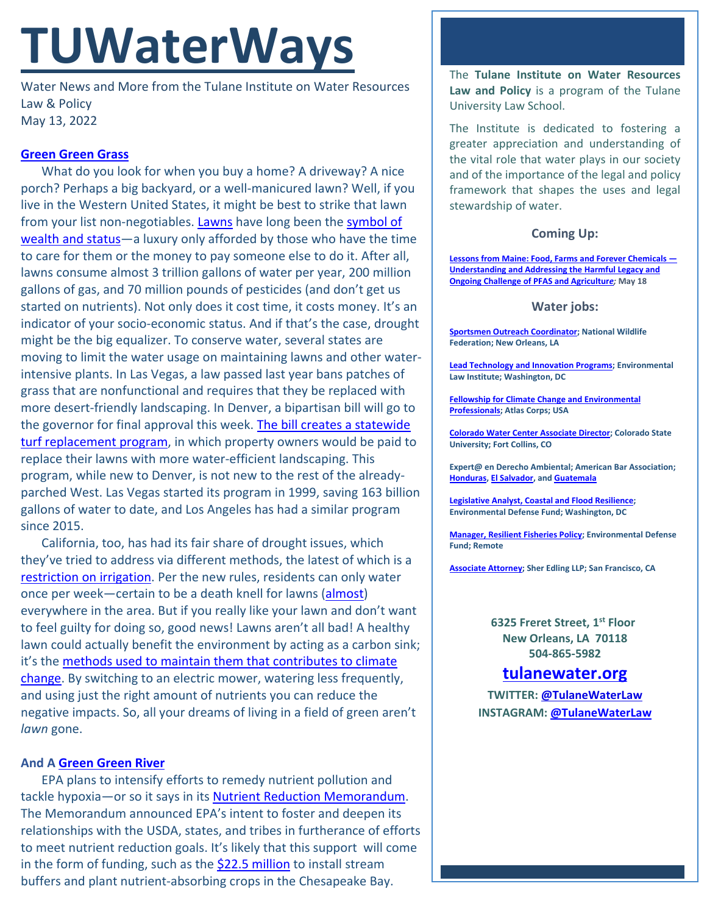# TUWaterWays

Water News and More from the Tulane Institute on Water Resources Law & Policy
May 13, 2022

### Green Green Grass

What do you look for when you buy a home? A driveway? A nice porch? Perhaps a big backyard, or a well-manicured lawn? Well, if you live in the Western United States, it might be best to strike that lawn from your list non-negotiables. Lawns have long been the symbol of wealth and status—a luxury only afforded by those who have the time to care for them or the money to pay someone else to do it. After all, lawns consume almost 3 trillion gallons of water per year, 200 million gallons of gas, and 70 million pounds of pesticides (and don't get us started on nutrients). Not only does it cost time, it costs money. It's an indicator of your socio-economic status. And if that's the case, drought might be the big equalizer. To conserve water, several states are moving to limit the water usage on maintaining lawns and other water-intensive plants. In Las Vegas, a law passed last year bans patches of grass that are nonfunctional and requires that they be replaced with more desert-friendly landscaping. In Denver, a bipartisan bill will go to the governor for final approval this week. The bill creates a statewide turf replacement program, in which property owners would be paid to replace their lawns with more water-efficient landscaping. This program, while new to Denver, is not new to the rest of the already-parched West. Las Vegas started its program in 1999, saving 163 billion gallons of water to date, and Los Angeles has had a similar program since 2015.

California, too, has had its fair share of drought issues, which they've tried to address via different methods, the latest of which is a restriction on irrigation. Per the new rules, residents can only water once per week—certain to be a death knell for lawns (almost) everywhere in the area. But if you really like your lawn and don't want to feel guilty for doing so, good news! Lawns aren't all bad! A healthy lawn could actually benefit the environment by acting as a carbon sink; it's the methods used to maintain them that contributes to climate change. By switching to an electric mower, watering less frequently, and using just the right amount of nutrients you can reduce the negative impacts. So, all your dreams of living in a field of green aren't *lawn* gone.

### And A Green Green River

EPA plans to intensify efforts to remedy nutrient pollution and tackle hypoxia—or so it says in its Nutrient Reduction Memorandum. The Memorandum announced EPA's intent to foster and deepen its relationships with the USDA, states, and tribes in furtherance of efforts to meet nutrient reduction goals. It's likely that this support will come in the form of funding, such as the $22.5 million to install stream buffers and plant nutrient-absorbing crops in the Chesapeake Bay.

---

The **Tulane Institute on Water Resources Law and Policy** is a program of the Tulane University Law School.

The Institute is dedicated to fostering a greater appreciation and understanding of the vital role that water plays in our society and of the importance of the legal and policy framework that shapes the uses and legal stewardship of water.

#### Coming Up:

**Lessons from Maine: Food, Farms and Forever Chemicals — Understanding and Addressing the Harmful Legacy and Ongoing Challenge of PFAS and Agriculture; May 18**

#### Water jobs:

**Sportsmen Outreach Coordinator; National Wildlife Federation; New Orleans, LA**

**Lead Technology and Innovation Programs; Environmental Law Institute; Washington, DC**

**Fellowship for Climate Change and Environmental Professionals; Atlas Corps; USA**

**Colorado Water Center Associate Director; Colorado State University; Fort Collins, CO**

**Expert@ en Derecho Ambiental; American Bar Association; Honduras, El Salvador, and Guatemala**

**Legislative Analyst, Coastal and Flood Resilience; Environmental Defense Fund; Washington, DC**

**Manager, Resilient Fisheries Policy; Environmental Defense Fund; Remote**

**Associate Attorney; Sher Edling LLP; San Francisco, CA**

**6325 Freret Street, 1st Floor**
**New Orleans, LA 70118**
**504-865-5982**

**tulanewater.org**

**TWITTER: @TulaneWaterLaw**
**INSTAGRAM: @TulaneWaterLaw**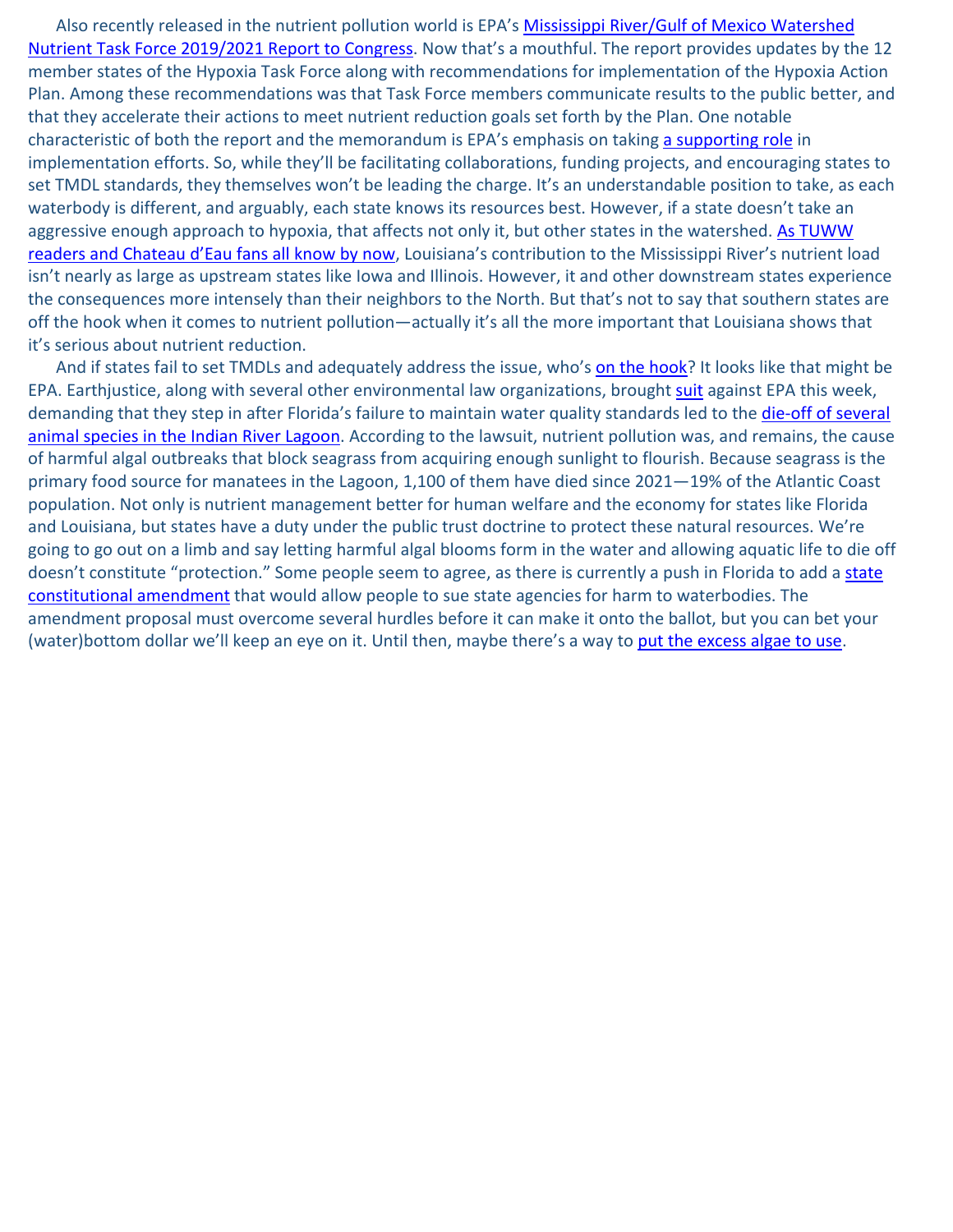Also recently released in the nutrient pollution world is EPA's Mississippi River/Gulf of Mexico Watershed Nutrient Task Force 2019/2021 Report to Congress. Now that's a mouthful. The report provides updates by the 12 member states of the Hypoxia Task Force along with recommendations for implementation of the Hypoxia Action Plan. Among these recommendations was that Task Force members communicate results to the public better, and that they accelerate their actions to meet nutrient reduction goals set forth by the Plan. One notable characteristic of both the report and the memorandum is EPA's emphasis on taking a supporting role in implementation efforts. So, while they'll be facilitating collaborations, funding projects, and encouraging states to set TMDL standards, they themselves won't be leading the charge. It's an understandable position to take, as each waterbody is different, and arguably, each state knows its resources best. However, if a state doesn't take an aggressive enough approach to hypoxia, that affects not only it, but other states in the watershed. As TUWW readers and Chateau d'Eau fans all know by now, Louisiana's contribution to the Mississippi River's nutrient load isn't nearly as large as upstream states like Iowa and Illinois. However, it and other downstream states experience the consequences more intensely than their neighbors to the North. But that's not to say that southern states are off the hook when it comes to nutrient pollution—actually it's all the more important that Louisiana shows that it's serious about nutrient reduction.

And if states fail to set TMDLs and adequately address the issue, who's on the hook? It looks like that might be EPA. Earthjustice, along with several other environmental law organizations, brought suit against EPA this week, demanding that they step in after Florida's failure to maintain water quality standards led to the die-off of several animal species in the Indian River Lagoon. According to the lawsuit, nutrient pollution was, and remains, the cause of harmful algal outbreaks that block seagrass from acquiring enough sunlight to flourish. Because seagrass is the primary food source for manatees in the Lagoon, 1,100 of them have died since 2021—19% of the Atlantic Coast population. Not only is nutrient management better for human welfare and the economy for states like Florida and Louisiana, but states have a duty under the public trust doctrine to protect these natural resources. We're going to go out on a limb and say letting harmful algal blooms form in the water and allowing aquatic life to die off doesn't constitute "protection." Some people seem to agree, as there is currently a push in Florida to add a state constitutional amendment that would allow people to sue state agencies for harm to waterbodies. The amendment proposal must overcome several hurdles before it can make it onto the ballot, but you can bet your (water)bottom dollar we'll keep an eye on it. Until then, maybe there's a way to put the excess algae to use.